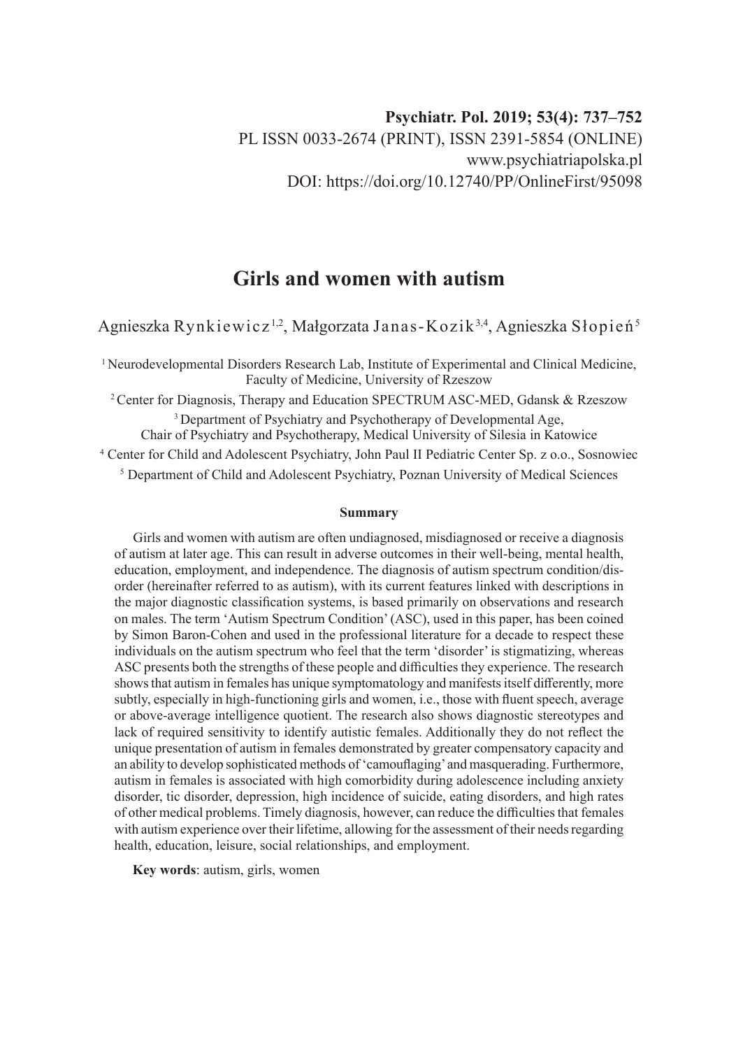**Psychiatr. Pol. 2019; 53(4): 737–752**
PL ISSN 0033-2674 (PRINT), ISSN 2391-5854 (ONLINE)
www.psychiatriapolska.pl
DOI: https://doi.org/10.12740/PP/OnlineFirst/95098

# Girls and women with autism

Agnieszka Rynkiewicz[1,2], Małgorzata Janas-Kozik[3,4], Agnieszka Słopień[5]

[1] Neurodevelopmental Disorders Research Lab, Institute of Experimental and Clinical Medicine, Faculty of Medicine, University of Rzeszow

[2] Center for Diagnosis, Therapy and Education SPECTRUM ASC-MED, Gdansk & Rzeszow

[3] Department of Psychiatry and Psychotherapy of Developmental Age, Chair of Psychiatry and Psychotherapy, Medical University of Silesia in Katowice

[4] Center for Child and Adolescent Psychiatry, John Paul II Pediatric Center Sp. z o.o., Sosnowiec

[5] Department of Child and Adolescent Psychiatry, Poznan University of Medical Sciences

## Summary

Girls and women with autism are often undiagnosed, misdiagnosed or receive a diagnosis of autism at later age. This can result in adverse outcomes in their well-being, mental health, education, employment, and independence. The diagnosis of autism spectrum condition/disorder (hereinafter referred to as autism), with its current features linked with descriptions in the major diagnostic classification systems, is based primarily on observations and research on males. The term 'Autism Spectrum Condition' (ASC), used in this paper, has been coined by Simon Baron-Cohen and used in the professional literature for a decade to respect these individuals on the autism spectrum who feel that the term 'disorder' is stigmatizing, whereas ASC presents both the strengths of these people and difficulties they experience. The research shows that autism in females has unique symptomatology and manifests itself differently, more subtly, especially in high-functioning girls and women, i.e., those with fluent speech, average or above-average intelligence quotient. The research also shows diagnostic stereotypes and lack of required sensitivity to identify autistic females. Additionally they do not reflect the unique presentation of autism in females demonstrated by greater compensatory capacity and an ability to develop sophisticated methods of 'camouflaging' and masquerading. Furthermore, autism in females is associated with high comorbidity during adolescence including anxiety disorder, tic disorder, depression, high incidence of suicide, eating disorders, and high rates of other medical problems. Timely diagnosis, however, can reduce the difficulties that females with autism experience over their lifetime, allowing for the assessment of their needs regarding health, education, leisure, social relationships, and employment.

**Key words**: autism, girls, women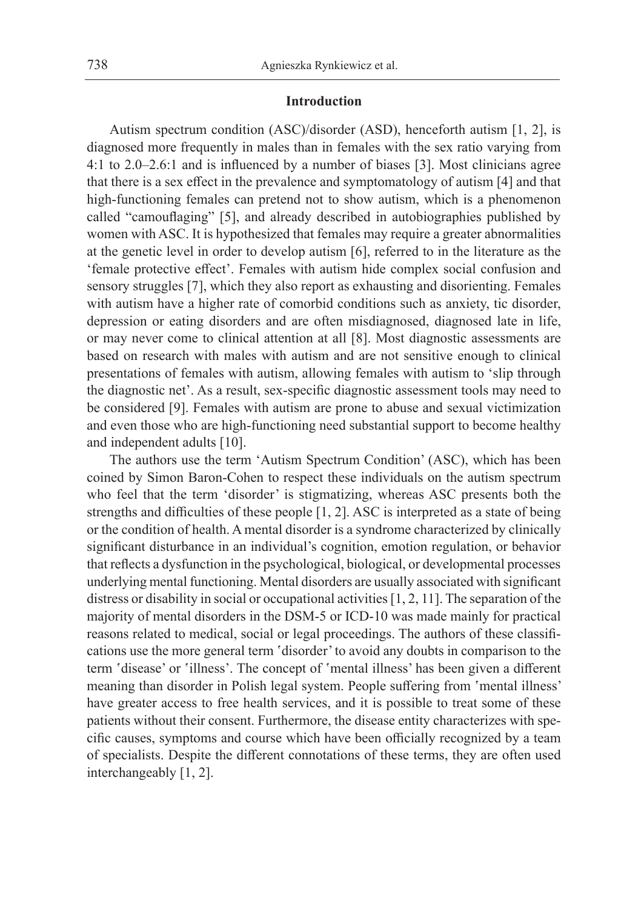## Introduction

Autism spectrum condition (ASC)/disorder (ASD), henceforth autism [1, 2], is diagnosed more frequently in males than in females with the sex ratio varying from 4:1 to 2.0–2.6:1 and is influenced by a number of biases [3]. Most clinicians agree that there is a sex effect in the prevalence and symptomatology of autism [4] and that high-functioning females can pretend not to show autism, which is a phenomenon called "camouflaging" [5], and already described in autobiographies published by women with ASC. It is hypothesized that females may require a greater abnormalities at the genetic level in order to develop autism [6], referred to in the literature as the 'female protective effect'. Females with autism hide complex social confusion and sensory struggles [7], which they also report as exhausting and disorienting. Females with autism have a higher rate of comorbid conditions such as anxiety, tic disorder, depression or eating disorders and are often misdiagnosed, diagnosed late in life, or may never come to clinical attention at all [8]. Most diagnostic assessments are based on research with males with autism and are not sensitive enough to clinical presentations of females with autism, allowing females with autism to 'slip through the diagnostic net'. As a result, sex-specific diagnostic assessment tools may need to be considered [9]. Females with autism are prone to abuse and sexual victimization and even those who are high-functioning need substantial support to become healthy and independent adults [10].

The authors use the term 'Autism Spectrum Condition' (ASC), which has been coined by Simon Baron-Cohen to respect these individuals on the autism spectrum who feel that the term 'disorder' is stigmatizing, whereas ASC presents both the strengths and difficulties of these people [1, 2]. ASC is interpreted as a state of being or the condition of health. A mental disorder is a syndrome characterized by clinically significant disturbance in an individual's cognition, emotion regulation, or behavior that reflects a dysfunction in the psychological, biological, or developmental processes underlying mental functioning. Mental disorders are usually associated with significant distress or disability in social or occupational activities [1, 2, 11]. The separation of the majority of mental disorders in the DSM-5 or ICD-10 was made mainly for practical reasons related to medical, social or legal proceedings. The authors of these classifications use the more general term 'disorder' to avoid any doubts in comparison to the term 'disease' or 'illness'. The concept of 'mental illness' has been given a different meaning than disorder in Polish legal system. People suffering from 'mental illness' have greater access to free health services, and it is possible to treat some of these patients without their consent. Furthermore, the disease entity characterizes with specific causes, symptoms and course which have been officially recognized by a team of specialists. Despite the different connotations of these terms, they are often used interchangeably [1, 2].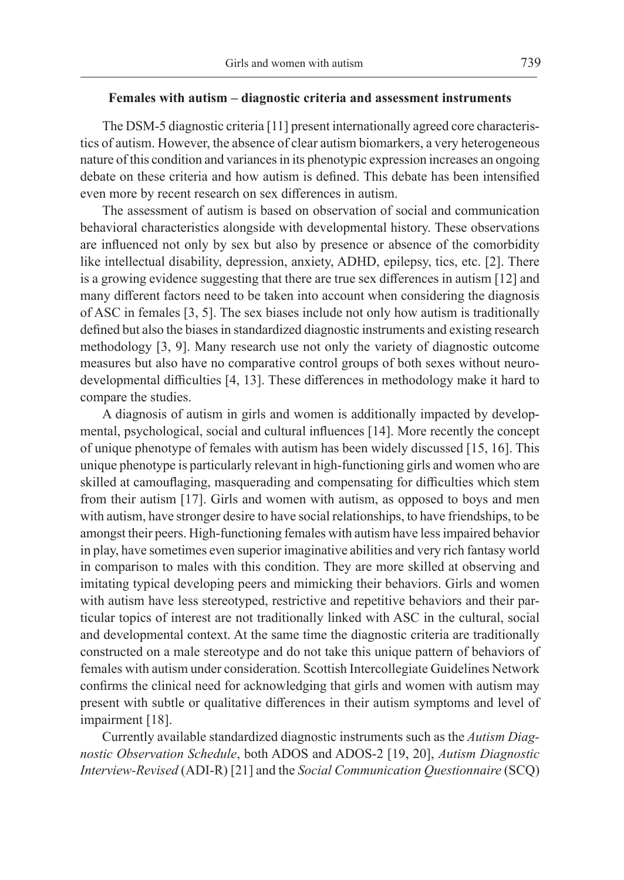### Females with autism – diagnostic criteria and assessment instruments

The DSM-5 diagnostic criteria [11] present internationally agreed core characteristics of autism. However, the absence of clear autism biomarkers, a very heterogeneous nature of this condition and variances in its phenotypic expression increases an ongoing debate on these criteria and how autism is defined. This debate has been intensified even more by recent research on sex differences in autism.

The assessment of autism is based on observation of social and communication behavioral characteristics alongside with developmental history. These observations are influenced not only by sex but also by presence or absence of the comorbidity like intellectual disability, depression, anxiety, ADHD, epilepsy, tics, etc. [2]. There is a growing evidence suggesting that there are true sex differences in autism [12] and many different factors need to be taken into account when considering the diagnosis of ASC in females [3, 5]. The sex biases include not only how autism is traditionally defined but also the biases in standardized diagnostic instruments and existing research methodology [3, 9]. Many research use not only the variety of diagnostic outcome measures but also have no comparative control groups of both sexes without neurodevelopmental difficulties [4, 13]. These differences in methodology make it hard to compare the studies.

A diagnosis of autism in girls and women is additionally impacted by developmental, psychological, social and cultural influences [14]. More recently the concept of unique phenotype of females with autism has been widely discussed [15, 16]. This unique phenotype is particularly relevant in high-functioning girls and women who are skilled at camouflaging, masquerading and compensating for difficulties which stem from their autism [17]. Girls and women with autism, as opposed to boys and men with autism, have stronger desire to have social relationships, to have friendships, to be amongst their peers. High-functioning females with autism have less impaired behavior in play, have sometimes even superior imaginative abilities and very rich fantasy world in comparison to males with this condition. They are more skilled at observing and imitating typical developing peers and mimicking their behaviors. Girls and women with autism have less stereotyped, restrictive and repetitive behaviors and their particular topics of interest are not traditionally linked with ASC in the cultural, social and developmental context. At the same time the diagnostic criteria are traditionally constructed on a male stereotype and do not take this unique pattern of behaviors of females with autism under consideration. Scottish Intercollegiate Guidelines Network confirms the clinical need for acknowledging that girls and women with autism may present with subtle or qualitative differences in their autism symptoms and level of impairment [18].

Currently available standardized diagnostic instruments such as the *Autism Diagnostic Observation Schedule*, both ADOS and ADOS-2 [19, 20], *Autism Diagnostic Interview-Revised* (ADI-R) [21] and the *Social Communication Questionnaire* (SCQ)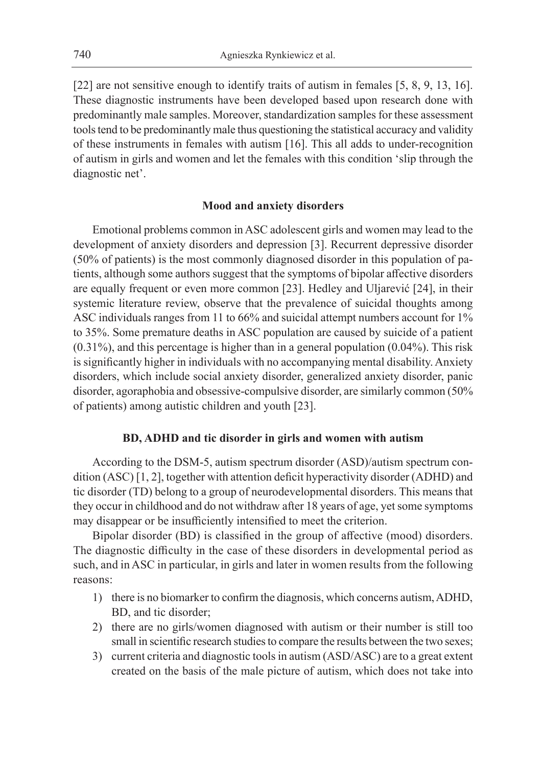[22] are not sensitive enough to identify traits of autism in females [5, 8, 9, 13, 16]. These diagnostic instruments have been developed based upon research done with predominantly male samples. Moreover, standardization samples for these assessment tools tend to be predominantly male thus questioning the statistical accuracy and validity of these instruments in females with autism [16]. This all adds to under-recognition of autism in girls and women and let the females with this condition 'slip through the diagnostic net'.

## Mood and anxiety disorders

Emotional problems common in ASC adolescent girls and women may lead to the development of anxiety disorders and depression [3]. Recurrent depressive disorder (50% of patients) is the most commonly diagnosed disorder in this population of patients, although some authors suggest that the symptoms of bipolar affective disorders are equally frequent or even more common [23]. Hedley and Uljarević [24], in their systemic literature review, observe that the prevalence of suicidal thoughts among ASC individuals ranges from 11 to 66% and suicidal attempt numbers account for 1% to 35%. Some premature deaths in ASC population are caused by suicide of a patient (0.31%), and this percentage is higher than in a general population (0.04%). This risk is significantly higher in individuals with no accompanying mental disability. Anxiety disorders, which include social anxiety disorder, generalized anxiety disorder, panic disorder, agoraphobia and obsessive-compulsive disorder, are similarly common (50% of patients) among autistic children and youth [23].

## BD, ADHD and tic disorder in girls and women with autism

According to the DSM-5, autism spectrum disorder (ASD)/autism spectrum condition (ASC) [1, 2], together with attention deficit hyperactivity disorder (ADHD) and tic disorder (TD) belong to a group of neurodevelopmental disorders. This means that they occur in childhood and do not withdraw after 18 years of age, yet some symptoms may disappear or be insufficiently intensified to meet the criterion.

Bipolar disorder (BD) is classified in the group of affective (mood) disorders. The diagnostic difficulty in the case of these disorders in developmental period as such, and in ASC in particular, in girls and later in women results from the following reasons:

1) there is no biomarker to confirm the diagnosis, which concerns autism, ADHD, BD, and tic disorder;
2) there are no girls/women diagnosed with autism or their number is still too small in scientific research studies to compare the results between the two sexes;
3) current criteria and diagnostic tools in autism (ASD/ASC) are to a great extent created on the basis of the male picture of autism, which does not take into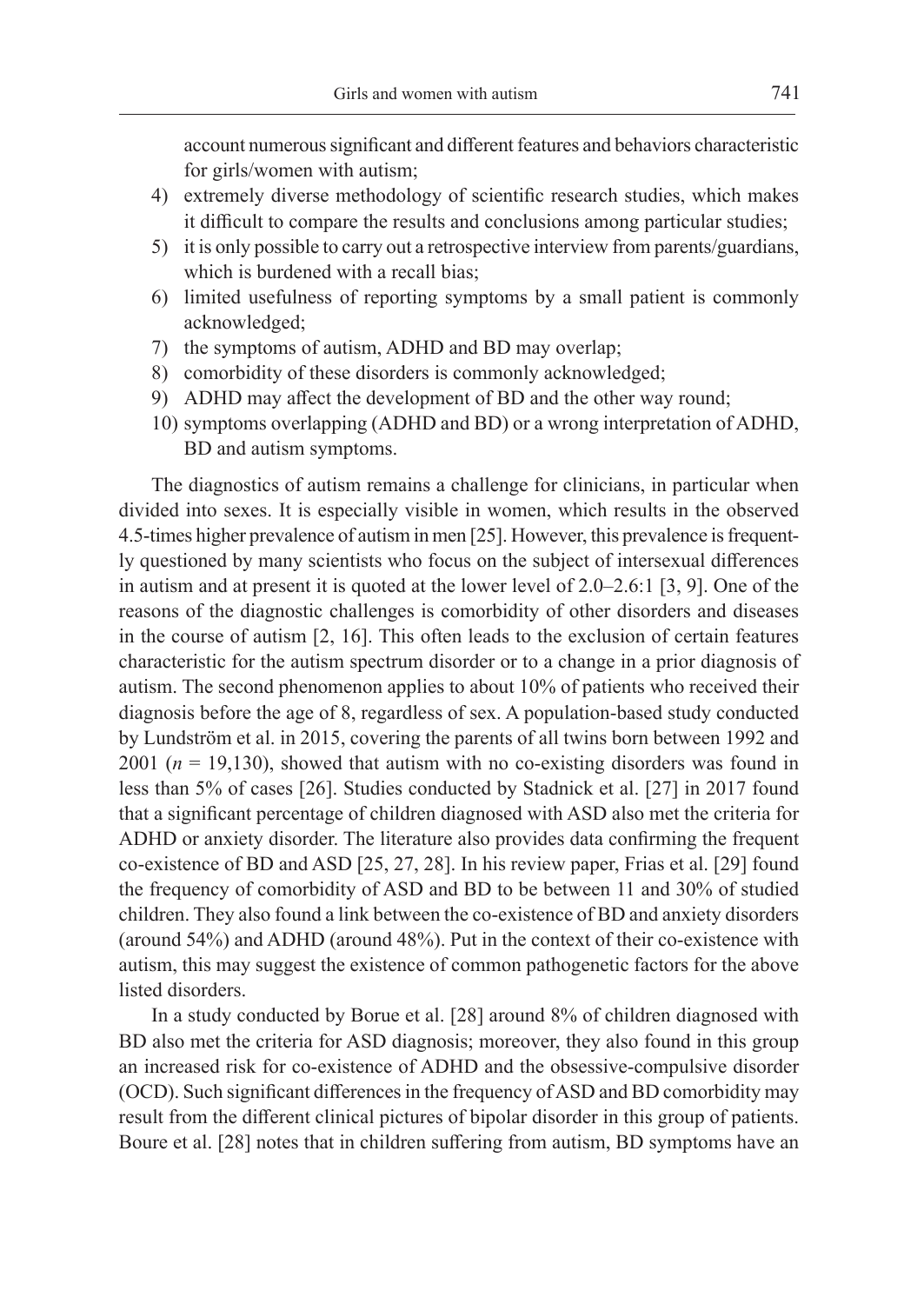account numerous significant and different features and behaviors characteristic for girls/women with autism;

4) extremely diverse methodology of scientific research studies, which makes it difficult to compare the results and conclusions among particular studies;
5) it is only possible to carry out a retrospective interview from parents/guardians, which is burdened with a recall bias;
6) limited usefulness of reporting symptoms by a small patient is commonly acknowledged;
7) the symptoms of autism, ADHD and BD may overlap;
8) comorbidity of these disorders is commonly acknowledged;
9) ADHD may affect the development of BD and the other way round;
10) symptoms overlapping (ADHD and BD) or a wrong interpretation of ADHD, BD and autism symptoms.

The diagnostics of autism remains a challenge for clinicians, in particular when divided into sexes. It is especially visible in women, which results in the observed 4.5-times higher prevalence of autism in men [25]. However, this prevalence is frequently questioned by many scientists who focus on the subject of intersexual differences in autism and at present it is quoted at the lower level of 2.0–2.6:1 [3, 9]. One of the reasons of the diagnostic challenges is comorbidity of other disorders and diseases in the course of autism [2, 16]. This often leads to the exclusion of certain features characteristic for the autism spectrum disorder or to a change in a prior diagnosis of autism. The second phenomenon applies to about 10% of patients who received their diagnosis before the age of 8, regardless of sex. A population-based study conducted by Lundström et al. in 2015, covering the parents of all twins born between 1992 and 2001 ($n = 19{,}130$), showed that autism with no co-existing disorders was found in less than 5% of cases [26]. Studies conducted by Stadnick et al. [27] in 2017 found that a significant percentage of children diagnosed with ASD also met the criteria for ADHD or anxiety disorder. The literature also provides data confirming the frequent co-existence of BD and ASD [25, 27, 28]. In his review paper, Frias et al. [29] found the frequency of comorbidity of ASD and BD to be between 11 and 30% of studied children. They also found a link between the co-existence of BD and anxiety disorders (around 54%) and ADHD (around 48%). Put in the context of their co-existence with autism, this may suggest the existence of common pathogenetic factors for the above listed disorders.

In a study conducted by Borue et al. [28] around 8% of children diagnosed with BD also met the criteria for ASD diagnosis; moreover, they also found in this group an increased risk for co-existence of ADHD and the obsessive-compulsive disorder (OCD). Such significant differences in the frequency of ASD and BD comorbidity may result from the different clinical pictures of bipolar disorder in this group of patients. Boure et al. [28] notes that in children suffering from autism, BD symptoms have an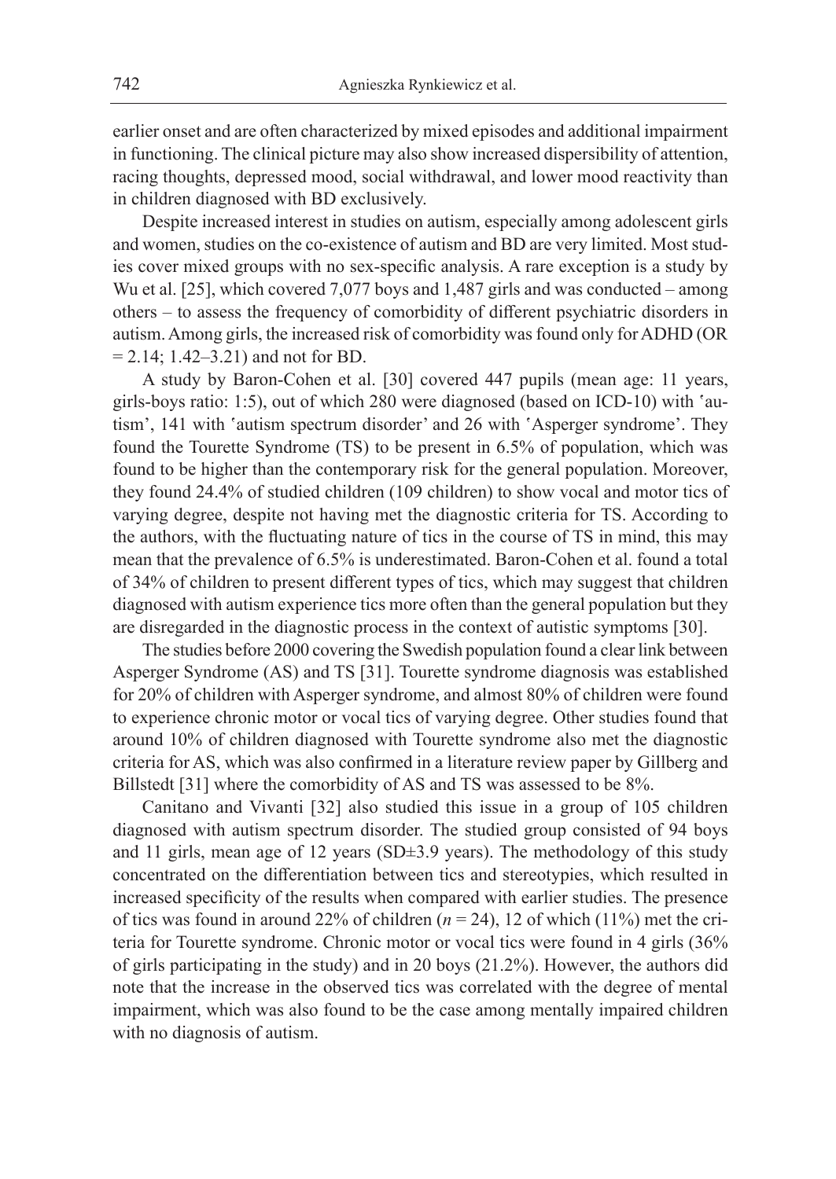earlier onset and are often characterized by mixed episodes and additional impairment in functioning. The clinical picture may also show increased dispersibility of attention, racing thoughts, depressed mood, social withdrawal, and lower mood reactivity than in children diagnosed with BD exclusively.

Despite increased interest in studies on autism, especially among adolescent girls and women, studies on the co-existence of autism and BD are very limited. Most studies cover mixed groups with no sex-specific analysis. A rare exception is a study by Wu et al. [25], which covered 7,077 boys and 1,487 girls and was conducted – among others – to assess the frequency of comorbidity of different psychiatric disorders in autism. Among girls, the increased risk of comorbidity was found only for ADHD (OR = 2.14; 1.42–3.21) and not for BD.

A study by Baron-Cohen et al. [30] covered 447 pupils (mean age: 11 years, girls-boys ratio: 1:5), out of which 280 were diagnosed (based on ICD-10) with 'autism', 141 with 'autism spectrum disorder' and 26 with 'Asperger syndrome'. They found the Tourette Syndrome (TS) to be present in 6.5% of population, which was found to be higher than the contemporary risk for the general population. Moreover, they found 24.4% of studied children (109 children) to show vocal and motor tics of varying degree, despite not having met the diagnostic criteria for TS. According to the authors, with the fluctuating nature of tics in the course of TS in mind, this may mean that the prevalence of 6.5% is underestimated. Baron-Cohen et al. found a total of 34% of children to present different types of tics, which may suggest that children diagnosed with autism experience tics more often than the general population but they are disregarded in the diagnostic process in the context of autistic symptoms [30].

The studies before 2000 covering the Swedish population found a clear link between Asperger Syndrome (AS) and TS [31]. Tourette syndrome diagnosis was established for 20% of children with Asperger syndrome, and almost 80% of children were found to experience chronic motor or vocal tics of varying degree. Other studies found that around 10% of children diagnosed with Tourette syndrome also met the diagnostic criteria for AS, which was also confirmed in a literature review paper by Gillberg and Billstedt [31] where the comorbidity of AS and TS was assessed to be 8%.

Canitano and Vivanti [32] also studied this issue in a group of 105 children diagnosed with autism spectrum disorder. The studied group consisted of 94 boys and 11 girls, mean age of 12 years (SD±3.9 years). The methodology of this study concentrated on the differentiation between tics and stereotypies, which resulted in increased specificity of the results when compared with earlier studies. The presence of tics was found in around 22% of children ($n = 24$), 12 of which (11%) met the criteria for Tourette syndrome. Chronic motor or vocal tics were found in 4 girls (36% of girls participating in the study) and in 20 boys (21.2%). However, the authors did note that the increase in the observed tics was correlated with the degree of mental impairment, which was also found to be the case among mentally impaired children with no diagnosis of autism.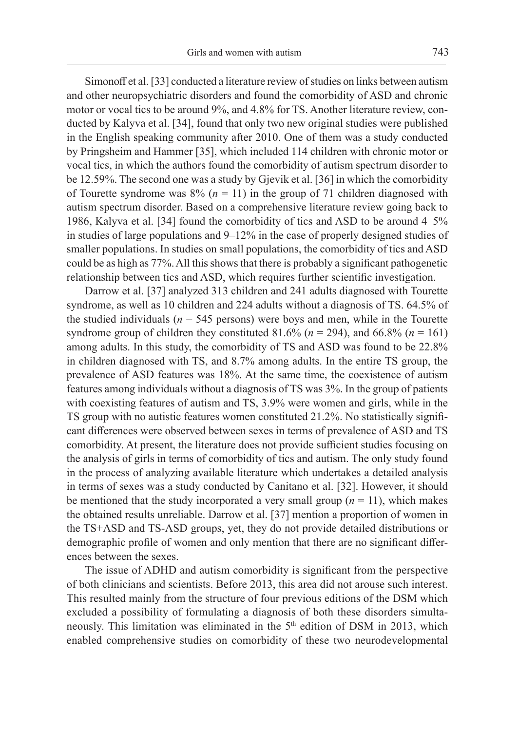Simonoff et al. [33] conducted a literature review of studies on links between autism and other neuropsychiatric disorders and found the comorbidity of ASD and chronic motor or vocal tics to be around 9%, and 4.8% for TS. Another literature review, conducted by Kalyva et al. [34], found that only two new original studies were published in the English speaking community after 2010. One of them was a study conducted by Pringsheim and Hammer [35], which included 114 children with chronic motor or vocal tics, in which the authors found the comorbidity of autism spectrum disorder to be 12.59%. The second one was a study by Gjevik et al. [36] in which the comorbidity of Tourette syndrome was 8% ($n = 11$) in the group of 71 children diagnosed with autism spectrum disorder. Based on a comprehensive literature review going back to 1986, Kalyva et al. [34] found the comorbidity of tics and ASD to be around 4–5% in studies of large populations and 9–12% in the case of properly designed studies of smaller populations. In studies on small populations, the comorbidity of tics and ASD could be as high as 77%. All this shows that there is probably a significant pathogenetic relationship between tics and ASD, which requires further scientific investigation.

Darrow et al. [37] analyzed 313 children and 241 adults diagnosed with Tourette syndrome, as well as 10 children and 224 adults without a diagnosis of TS. 64.5% of the studied individuals ($n = 545$ persons) were boys and men, while in the Tourette syndrome group of children they constituted 81.6% ($n = 294$), and 66.8% ($n = 161$) among adults. In this study, the comorbidity of TS and ASD was found to be 22.8% in children diagnosed with TS, and 8.7% among adults. In the entire TS group, the prevalence of ASD features was 18%. At the same time, the coexistence of autism features among individuals without a diagnosis of TS was 3%. In the group of patients with coexisting features of autism and TS, 3.9% were women and girls, while in the TS group with no autistic features women constituted 21.2%. No statistically significant differences were observed between sexes in terms of prevalence of ASD and TS comorbidity. At present, the literature does not provide sufficient studies focusing on the analysis of girls in terms of comorbidity of tics and autism. The only study found in the process of analyzing available literature which undertakes a detailed analysis in terms of sexes was a study conducted by Canitano et al. [32]. However, it should be mentioned that the study incorporated a very small group ($n = 11$), which makes the obtained results unreliable. Darrow et al. [37] mention a proportion of women in the TS+ASD and TS-ASD groups, yet, they do not provide detailed distributions or demographic profile of women and only mention that there are no significant differences between the sexes.

The issue of ADHD and autism comorbidity is significant from the perspective of both clinicians and scientists. Before 2013, this area did not arouse such interest. This resulted mainly from the structure of four previous editions of the DSM which excluded a possibility of formulating a diagnosis of both these disorders simultaneously. This limitation was eliminated in the 5th edition of DSM in 2013, which enabled comprehensive studies on comorbidity of these two neurodevelopmental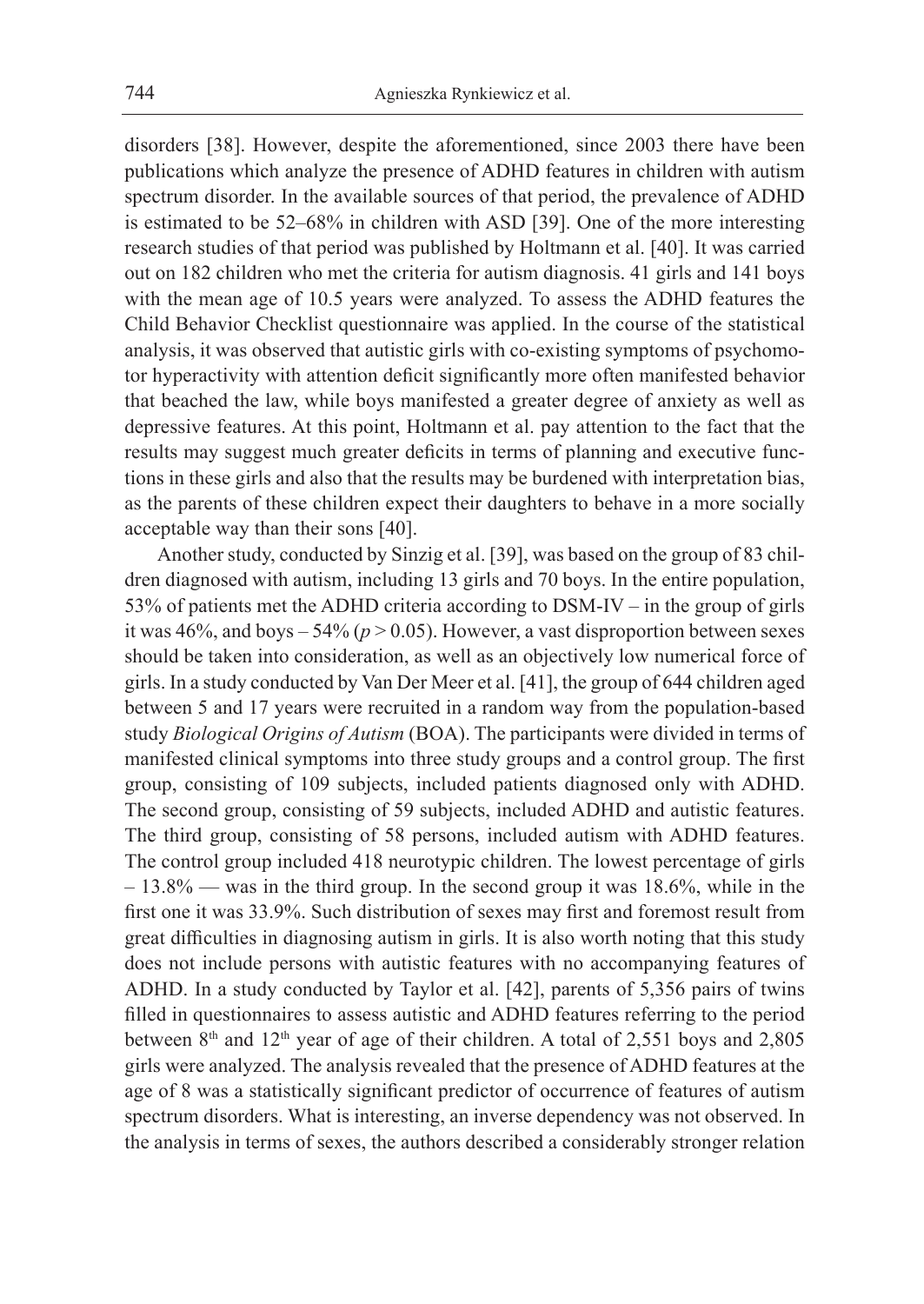disorders [38]. However, despite the aforementioned, since 2003 there have been publications which analyze the presence of ADHD features in children with autism spectrum disorder. In the available sources of that period, the prevalence of ADHD is estimated to be 52–68% in children with ASD [39]. One of the more interesting research studies of that period was published by Holtmann et al. [40]. It was carried out on 182 children who met the criteria for autism diagnosis. 41 girls and 141 boys with the mean age of 10.5 years were analyzed. To assess the ADHD features the Child Behavior Checklist questionnaire was applied. In the course of the statistical analysis, it was observed that autistic girls with co-existing symptoms of psychomotor hyperactivity with attention deficit significantly more often manifested behavior that beached the law, while boys manifested a greater degree of anxiety as well as depressive features. At this point, Holtmann et al. pay attention to the fact that the results may suggest much greater deficits in terms of planning and executive functions in these girls and also that the results may be burdened with interpretation bias, as the parents of these children expect their daughters to behave in a more socially acceptable way than their sons [40].

Another study, conducted by Sinzig et al. [39], was based on the group of 83 children diagnosed with autism, including 13 girls and 70 boys. In the entire population, 53% of patients met the ADHD criteria according to DSM-IV – in the group of girls it was 46%, and boys – 54% ($p > 0.05$). However, a vast disproportion between sexes should be taken into consideration, as well as an objectively low numerical force of girls. In a study conducted by Van Der Meer et al. [41], the group of 644 children aged between 5 and 17 years were recruited in a random way from the population-based study *Biological Origins of Autism* (BOA). The participants were divided in terms of manifested clinical symptoms into three study groups and a control group. The first group, consisting of 109 subjects, included patients diagnosed only with ADHD. The second group, consisting of 59 subjects, included ADHD and autistic features. The third group, consisting of 58 persons, included autism with ADHD features. The control group included 418 neurotypic children. The lowest percentage of girls – 13.8% — was in the third group. In the second group it was 18.6%, while in the first one it was 33.9%. Such distribution of sexes may first and foremost result from great difficulties in diagnosing autism in girls. It is also worth noting that this study does not include persons with autistic features with no accompanying features of ADHD. In a study conducted by Taylor et al. [42], parents of 5,356 pairs of twins filled in questionnaires to assess autistic and ADHD features referring to the period between 8th and 12th year of age of their children. A total of 2,551 boys and 2,805 girls were analyzed. The analysis revealed that the presence of ADHD features at the age of 8 was a statistically significant predictor of occurrence of features of autism spectrum disorders. What is interesting, an inverse dependency was not observed. In the analysis in terms of sexes, the authors described a considerably stronger relation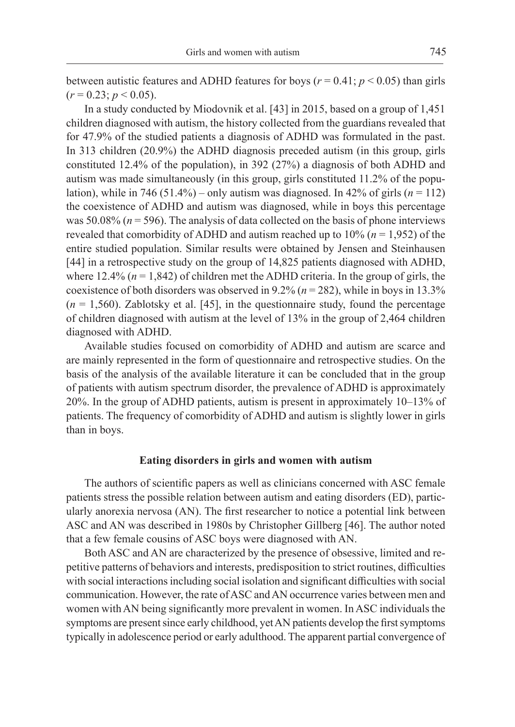between autistic features and ADHD features for boys ($r = 0.41$; $p < 0.05$) than girls ($r = 0.23$; $p < 0.05$).

In a study conducted by Miodovnik et al. [43] in 2015, based on a group of 1,451 children diagnosed with autism, the history collected from the guardians revealed that for 47.9% of the studied patients a diagnosis of ADHD was formulated in the past. In 313 children (20.9%) the ADHD diagnosis preceded autism (in this group, girls constituted 12.4% of the population), in 392 (27%) a diagnosis of both ADHD and autism was made simultaneously (in this group, girls constituted 11.2% of the population), while in 746 (51.4%) – only autism was diagnosed. In 42% of girls ($n = 112$) the coexistence of ADHD and autism was diagnosed, while in boys this percentage was 50.08% ($n = 596$). The analysis of data collected on the basis of phone interviews revealed that comorbidity of ADHD and autism reached up to 10% ($n = 1,952$) of the entire studied population. Similar results were obtained by Jensen and Steinhausen [44] in a retrospective study on the group of 14,825 patients diagnosed with ADHD, where 12.4% ($n = 1,842$) of children met the ADHD criteria. In the group of girls, the coexistence of both disorders was observed in 9.2% ($n = 282$), while in boys in 13.3% ($n = 1,560$). Zablotsky et al. [45], in the questionnaire study, found the percentage of children diagnosed with autism at the level of 13% in the group of 2,464 children diagnosed with ADHD.

Available studies focused on comorbidity of ADHD and autism are scarce and are mainly represented in the form of questionnaire and retrospective studies. On the basis of the analysis of the available literature it can be concluded that in the group of patients with autism spectrum disorder, the prevalence of ADHD is approximately 20%. In the group of ADHD patients, autism is present in approximately 10–13% of patients. The frequency of comorbidity of ADHD and autism is slightly lower in girls than in boys.

## Eating disorders in girls and women with autism

The authors of scientific papers as well as clinicians concerned with ASC female patients stress the possible relation between autism and eating disorders (ED), particularly anorexia nervosa (AN). The first researcher to notice a potential link between ASC and AN was described in 1980s by Christopher Gillberg [46]. The author noted that a few female cousins of ASC boys were diagnosed with AN.

Both ASC and AN are characterized by the presence of obsessive, limited and repetitive patterns of behaviors and interests, predisposition to strict routines, difficulties with social interactions including social isolation and significant difficulties with social communication. However, the rate of ASC and AN occurrence varies between men and women with AN being significantly more prevalent in women. In ASC individuals the symptoms are present since early childhood, yet AN patients develop the first symptoms typically in adolescence period or early adulthood. The apparent partial convergence of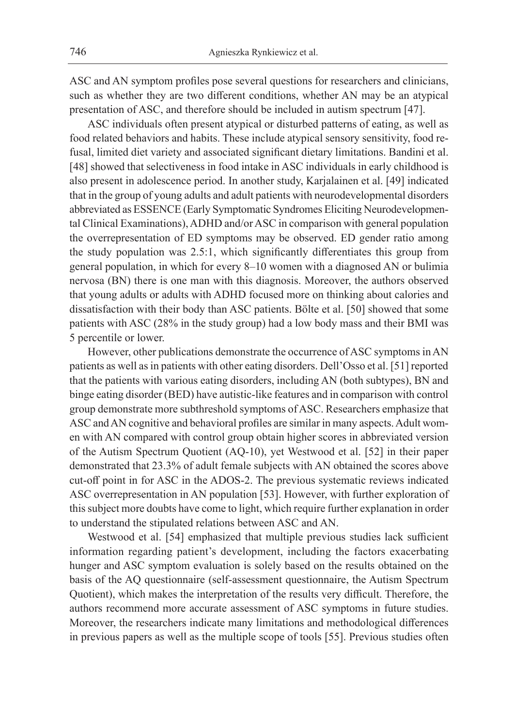ASC and AN symptom profiles pose several questions for researchers and clinicians, such as whether they are two different conditions, whether AN may be an atypical presentation of ASC, and therefore should be included in autism spectrum [47].

ASC individuals often present atypical or disturbed patterns of eating, as well as food related behaviors and habits. These include atypical sensory sensitivity, food refusal, limited diet variety and associated significant dietary limitations. Bandini et al. [48] showed that selectiveness in food intake in ASC individuals in early childhood is also present in adolescence period. In another study, Karjalainen et al. [49] indicated that in the group of young adults and adult patients with neurodevelopmental disorders abbreviated as ESSENCE (Early Symptomatic Syndromes Eliciting Neurodevelopmental Clinical Examinations), ADHD and/or ASC in comparison with general population the overrepresentation of ED symptoms may be observed. ED gender ratio among the study population was 2.5:1, which significantly differentiates this group from general population, in which for every 8–10 women with a diagnosed AN or bulimia nervosa (BN) there is one man with this diagnosis. Moreover, the authors observed that young adults or adults with ADHD focused more on thinking about calories and dissatisfaction with their body than ASC patients. Bölte et al. [50] showed that some patients with ASC (28% in the study group) had a low body mass and their BMI was 5 percentile or lower.

However, other publications demonstrate the occurrence of ASC symptoms in AN patients as well as in patients with other eating disorders. Dell'Osso et al. [51] reported that the patients with various eating disorders, including AN (both subtypes), BN and binge eating disorder (BED) have autistic-like features and in comparison with control group demonstrate more subthreshold symptoms of ASC. Researchers emphasize that ASC and AN cognitive and behavioral profiles are similar in many aspects. Adult women with AN compared with control group obtain higher scores in abbreviated version of the Autism Spectrum Quotient (AQ-10), yet Westwood et al. [52] in their paper demonstrated that 23.3% of adult female subjects with AN obtained the scores above cut-off point in for ASC in the ADOS-2. The previous systematic reviews indicated ASC overrepresentation in AN population [53]. However, with further exploration of this subject more doubts have come to light, which require further explanation in order to understand the stipulated relations between ASC and AN.

Westwood et al. [54] emphasized that multiple previous studies lack sufficient information regarding patient's development, including the factors exacerbating hunger and ASC symptom evaluation is solely based on the results obtained on the basis of the AQ questionnaire (self-assessment questionnaire, the Autism Spectrum Quotient), which makes the interpretation of the results very difficult. Therefore, the authors recommend more accurate assessment of ASC symptoms in future studies. Moreover, the researchers indicate many limitations and methodological differences in previous papers as well as the multiple scope of tools [55]. Previous studies often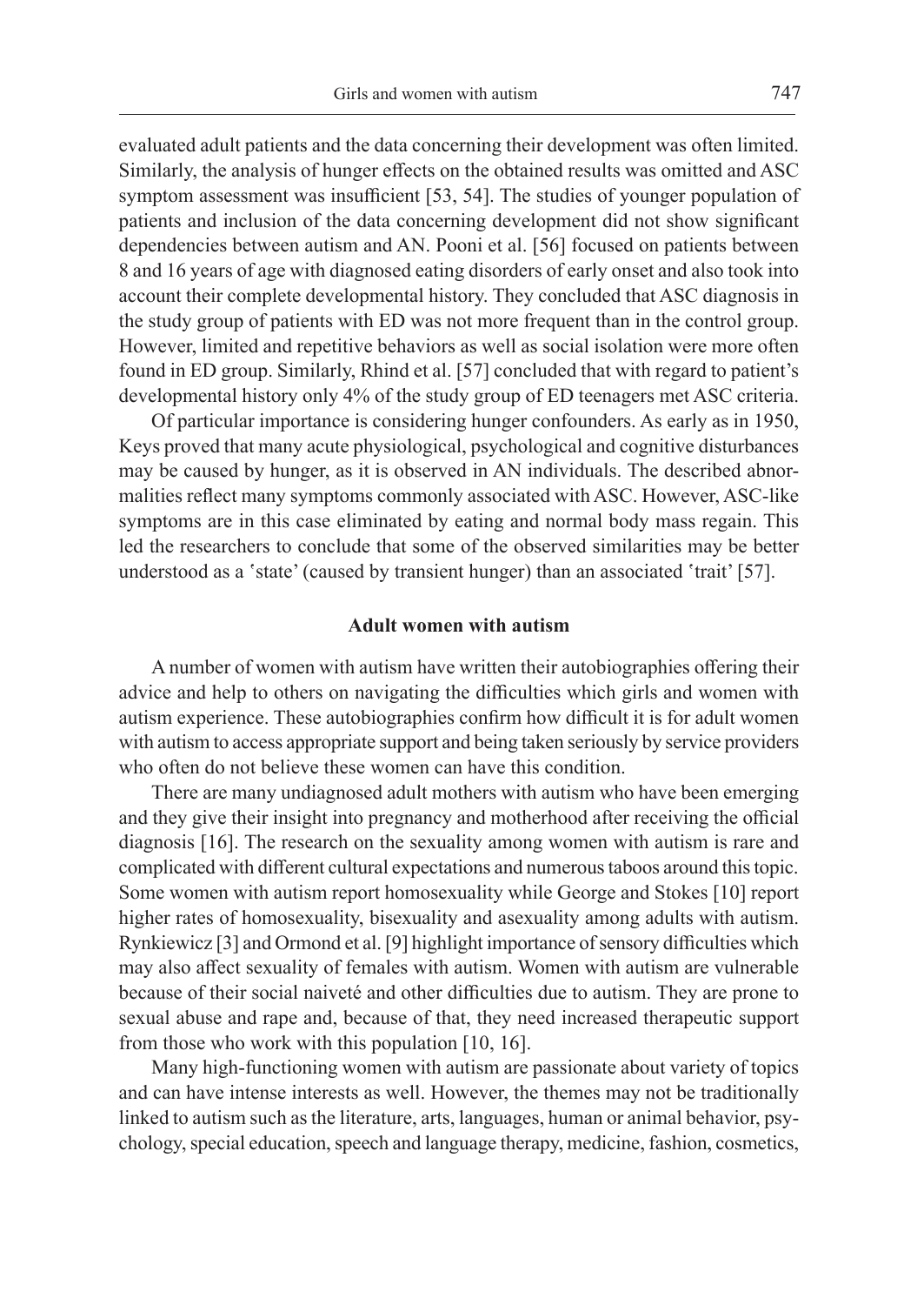evaluated adult patients and the data concerning their development was often limited. Similarly, the analysis of hunger effects on the obtained results was omitted and ASC symptom assessment was insufficient [53, 54]. The studies of younger population of patients and inclusion of the data concerning development did not show significant dependencies between autism and AN. Pooni et al. [56] focused on patients between 8 and 16 years of age with diagnosed eating disorders of early onset and also took into account their complete developmental history. They concluded that ASC diagnosis in the study group of patients with ED was not more frequent than in the control group. However, limited and repetitive behaviors as well as social isolation were more often found in ED group. Similarly, Rhind et al. [57] concluded that with regard to patient's developmental history only 4% of the study group of ED teenagers met ASC criteria.

Of particular importance is considering hunger confounders. As early as in 1950, Keys proved that many acute physiological, psychological and cognitive disturbances may be caused by hunger, as it is observed in AN individuals. The described abnormalities reflect many symptoms commonly associated with ASC. However, ASC-like symptoms are in this case eliminated by eating and normal body mass regain. This led the researchers to conclude that some of the observed similarities may be better understood as a 'state' (caused by transient hunger) than an associated 'trait' [57].

## Adult women with autism

A number of women with autism have written their autobiographies offering their advice and help to others on navigating the difficulties which girls and women with autism experience. These autobiographies confirm how difficult it is for adult women with autism to access appropriate support and being taken seriously by service providers who often do not believe these women can have this condition.

There are many undiagnosed adult mothers with autism who have been emerging and they give their insight into pregnancy and motherhood after receiving the official diagnosis [16]. The research on the sexuality among women with autism is rare and complicated with different cultural expectations and numerous taboos around this topic. Some women with autism report homosexuality while George and Stokes [10] report higher rates of homosexuality, bisexuality and asexuality among adults with autism. Rynkiewicz [3] and Ormond et al. [9] highlight importance of sensory difficulties which may also affect sexuality of females with autism. Women with autism are vulnerable because of their social naiveté and other difficulties due to autism. They are prone to sexual abuse and rape and, because of that, they need increased therapeutic support from those who work with this population [10, 16].

Many high-functioning women with autism are passionate about variety of topics and can have intense interests as well. However, the themes may not be traditionally linked to autism such as the literature, arts, languages, human or animal behavior, psychology, special education, speech and language therapy, medicine, fashion, cosmetics,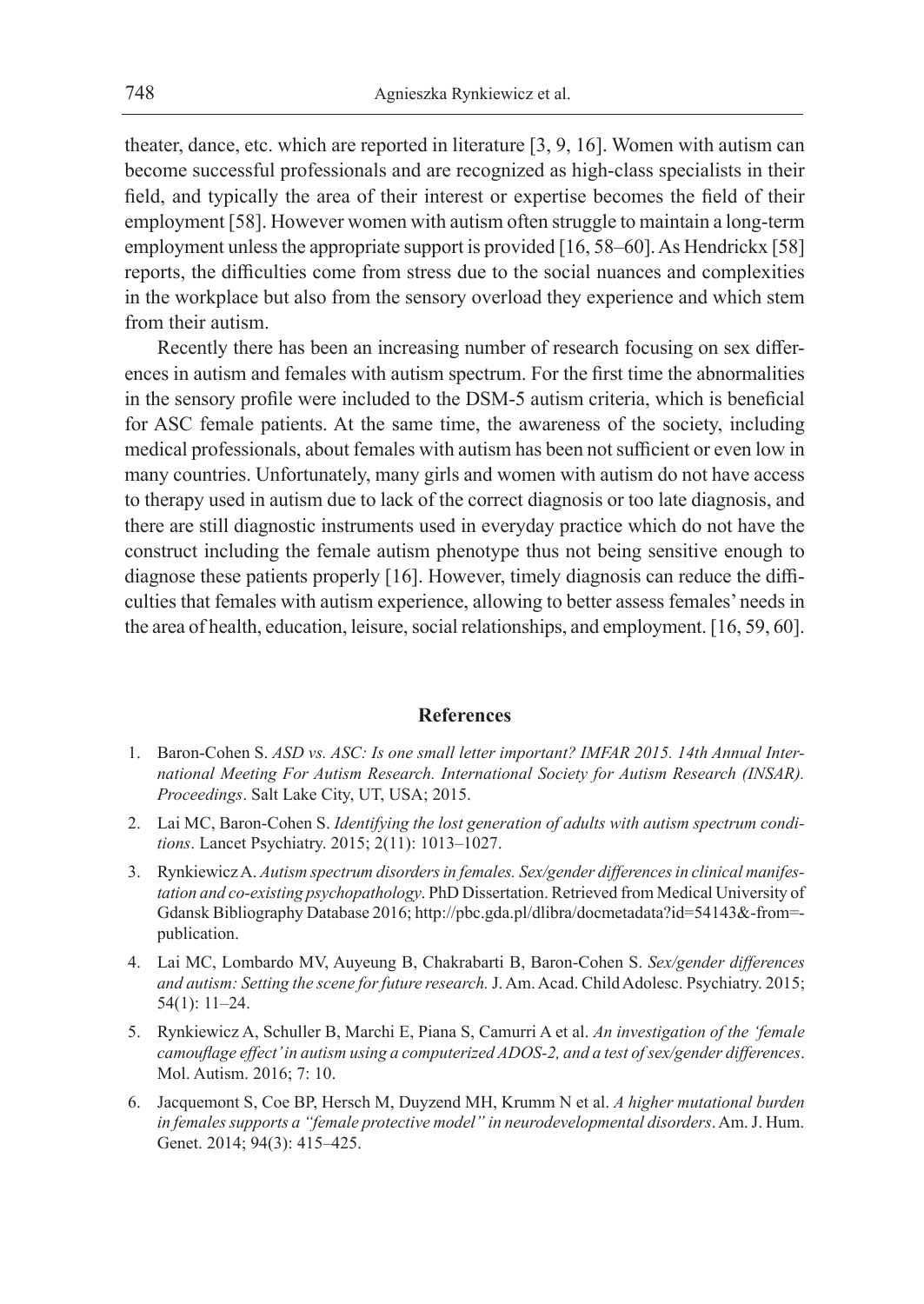theater, dance, etc. which are reported in literature [3, 9, 16]. Women with autism can become successful professionals and are recognized as high-class specialists in their field, and typically the area of their interest or expertise becomes the field of their employment [58]. However women with autism often struggle to maintain a long-term employment unless the appropriate support is provided [16, 58–60]. As Hendrickx [58] reports, the difficulties come from stress due to the social nuances and complexities in the workplace but also from the sensory overload they experience and which stem from their autism.

Recently there has been an increasing number of research focusing on sex differences in autism and females with autism spectrum. For the first time the abnormalities in the sensory profile were included to the DSM-5 autism criteria, which is beneficial for ASC female patients. At the same time, the awareness of the society, including medical professionals, about females with autism has been not sufficient or even low in many countries. Unfortunately, many girls and women with autism do not have access to therapy used in autism due to lack of the correct diagnosis or too late diagnosis, and there are still diagnostic instruments used in everyday practice which do not have the construct including the female autism phenotype thus not being sensitive enough to diagnose these patients properly [16]. However, timely diagnosis can reduce the difficulties that females with autism experience, allowing to better assess females' needs in the area of health, education, leisure, social relationships, and employment. [16, 59, 60].

## References

1. Baron-Cohen S. *ASD vs. ASC: Is one small letter important? IMFAR 2015. 14th Annual International Meeting For Autism Research. International Society for Autism Research (INSAR). Proceedings*. Salt Lake City, UT, USA; 2015.
2. Lai MC, Baron-Cohen S. *Identifying the lost generation of adults with autism spectrum conditions*. Lancet Psychiatry. 2015; 2(11): 1013–1027.
3. Rynkiewicz A. *Autism spectrum disorders in females. Sex/gender differences in clinical manifestation and co-existing psychopathology*. PhD Dissertation. Retrieved from Medical University of Gdansk Bibliography Database 2016; http://pbc.gda.pl/dlibra/docmetadata?id=54143&-from=-publication.
4. Lai MC, Lombardo MV, Auyeung B, Chakrabarti B, Baron-Cohen S. *Sex/gender differences and autism: Setting the scene for future research.* J. Am. Acad. Child Adolesc. Psychiatry. 2015; 54(1): 11–24.
5. Rynkiewicz A, Schuller B, Marchi E, Piana S, Camurri A et al. *An investigation of the 'female camouflage effect' in autism using a computerized ADOS-2, and a test of sex/gender differences*. Mol. Autism. 2016; 7: 10.
6. Jacquemont S, Coe BP, Hersch M, Duyzend MH, Krumm N et al. *A higher mutational burden in females supports a "female protective model" in neurodevelopmental disorders*. Am. J. Hum. Genet. 2014; 94(3): 415–425.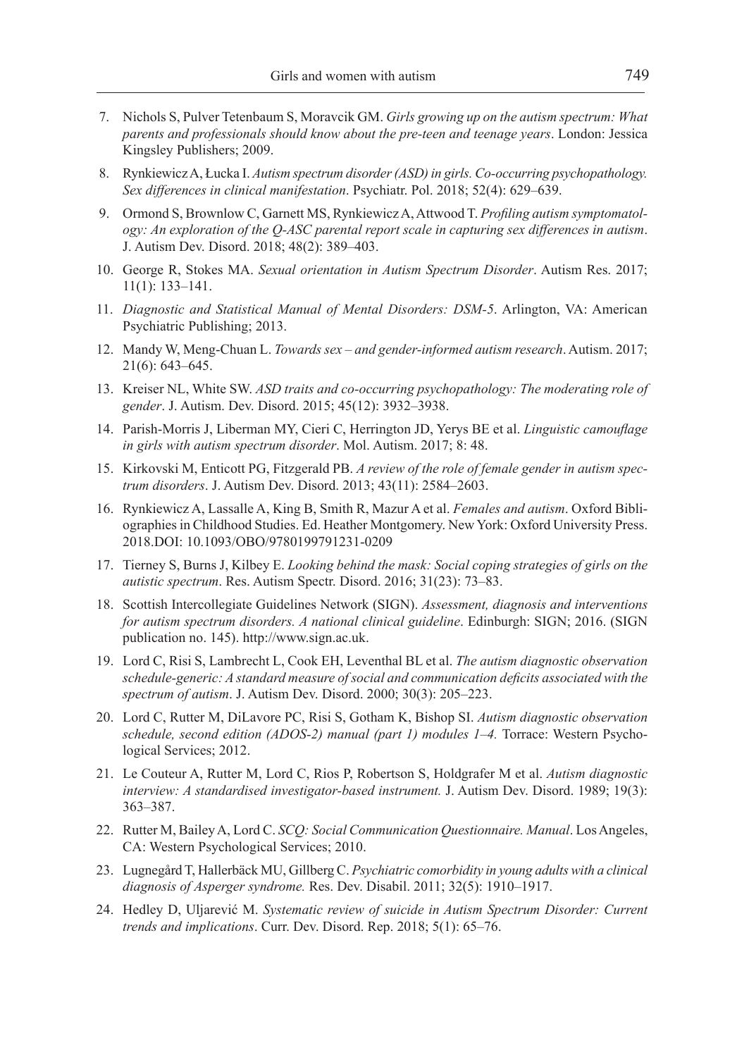7. Nichols S, Pulver Tetenbaum S, Moravcik GM. *Girls growing up on the autism spectrum: What parents and professionals should know about the pre-teen and teenage years*. London: Jessica Kingsley Publishers; 2009.
8. Rynkiewicz A, Łucka I. *Autism spectrum disorder (ASD) in girls. Co-occurring psychopathology. Sex differences in clinical manifestation*. Psychiatr. Pol. 2018; 52(4): 629–639.
9. Ormond S, Brownlow C, Garnett MS, Rynkiewicz A, Attwood T. *Profiling autism symptomatology: An exploration of the Q-ASC parental report scale in capturing sex differences in autism*. J. Autism Dev. Disord. 2018; 48(2): 389–403.
10. George R, Stokes MA. *Sexual orientation in Autism Spectrum Disorder*. Autism Res. 2017; 11(1): 133–141.
11. *Diagnostic and Statistical Manual of Mental Disorders: DSM-5*. Arlington, VA: American Psychiatric Publishing; 2013.
12. Mandy W, Meng-Chuan L. *Towards sex – and gender-informed autism research*. Autism. 2017; 21(6): 643–645.
13. Kreiser NL, White SW. *ASD traits and co-occurring psychopathology: The moderating role of gender*. J. Autism. Dev. Disord. 2015; 45(12): 3932–3938.
14. Parish-Morris J, Liberman MY, Cieri C, Herrington JD, Yerys BE et al. *Linguistic camouflage in girls with autism spectrum disorder*. Mol. Autism. 2017; 8: 48.
15. Kirkovski M, Enticott PG, Fitzgerald PB. *A review of the role of female gender in autism spectrum disorders*. J. Autism Dev. Disord. 2013; 43(11): 2584–2603.
16. Rynkiewicz A, Lassalle A, King B, Smith R, Mazur A et al. *Females and autism*. Oxford Bibliographies in Childhood Studies. Ed. Heather Montgomery. New York: Oxford University Press. 2018.DOI: 10.1093/OBO/9780199791231-0209
17. Tierney S, Burns J, Kilbey E. *Looking behind the mask: Social coping strategies of girls on the autistic spectrum*. Res. Autism Spectr. Disord. 2016; 31(23): 73–83.
18. Scottish Intercollegiate Guidelines Network (SIGN). *Assessment, diagnosis and interventions for autism spectrum disorders. A national clinical guideline*. Edinburgh: SIGN; 2016. (SIGN publication no. 145). http://www.sign.ac.uk.
19. Lord C, Risi S, Lambrecht L, Cook EH, Leventhal BL et al. *The autism diagnostic observation schedule-generic: A standard measure of social and communication deficits associated with the spectrum of autism*. J. Autism Dev. Disord. 2000; 30(3): 205–223.
20. Lord C, Rutter M, DiLavore PC, Risi S, Gotham K, Bishop SI. *Autism diagnostic observation schedule, second edition (ADOS-2) manual (part 1) modules 1–4.* Torrace: Western Psychological Services; 2012.
21. Le Couteur A, Rutter M, Lord C, Rios P, Robertson S, Holdgrafer M et al. *Autism diagnostic interview: A standardised investigator-based instrument.* J. Autism Dev. Disord. 1989; 19(3): 363–387.
22. Rutter M, Bailey A, Lord C. *SCQ: Social Communication Questionnaire. Manual*. Los Angeles, CA: Western Psychological Services; 2010.
23. Lugnegård T, Hallerbäck MU, Gillberg C. *Psychiatric comorbidity in young adults with a clinical diagnosis of Asperger syndrome.* Res. Dev. Disabil. 2011; 32(5): 1910–1917.
24. Hedley D, Uljarević M. *Systematic review of suicide in Autism Spectrum Disorder: Current trends and implications*. Curr. Dev. Disord. Rep. 2018; 5(1): 65–76.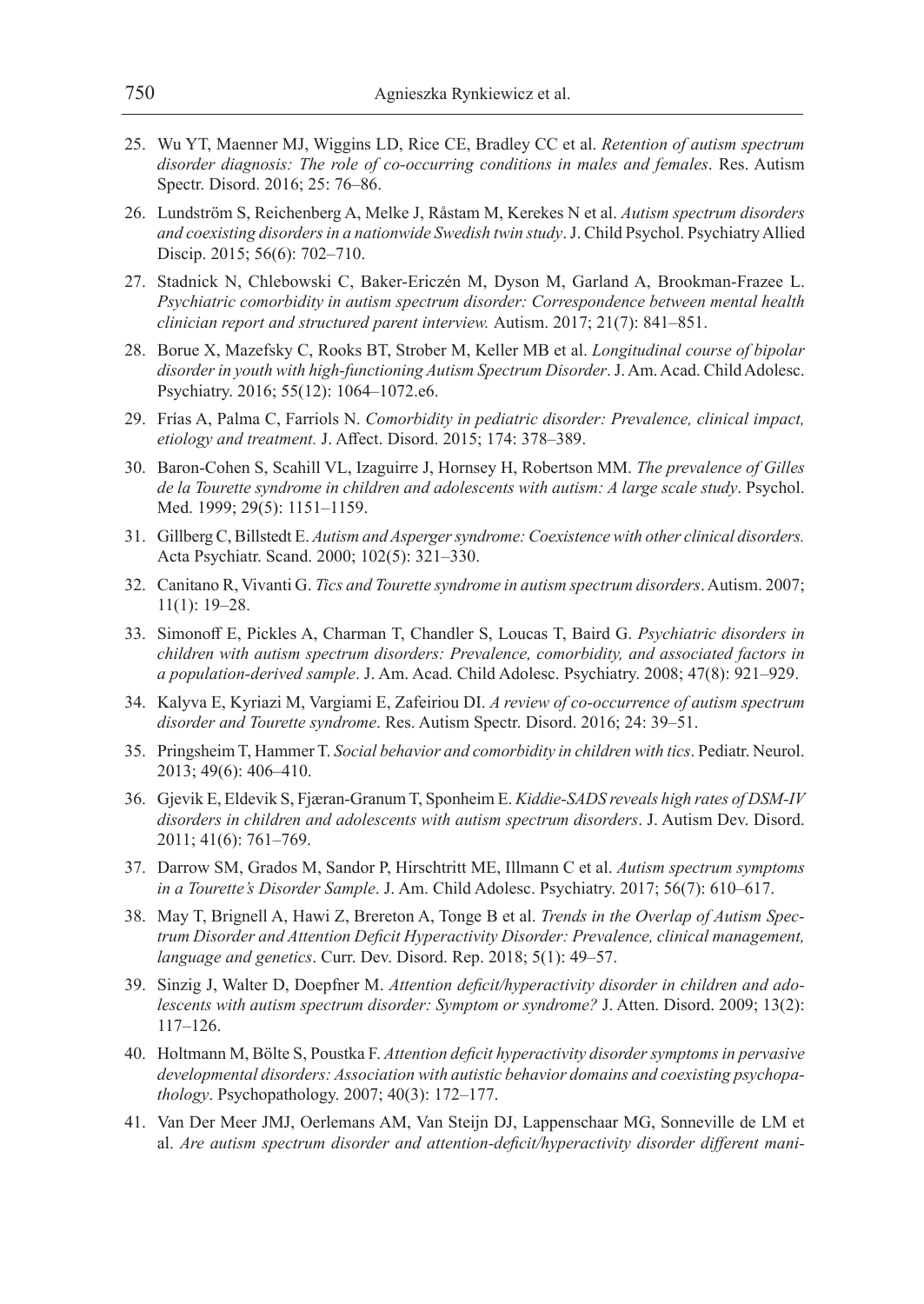25. Wu YT, Maenner MJ, Wiggins LD, Rice CE, Bradley CC et al. *Retention of autism spectrum disorder diagnosis: The role of co-occurring conditions in males and females*. Res. Autism Spectr. Disord. 2016; 25: 76–86.
26. Lundström S, Reichenberg A, Melke J, Råstam M, Kerekes N et al. *Autism spectrum disorders and coexisting disorders in a nationwide Swedish twin study*. J. Child Psychol. Psychiatry Allied Discip. 2015; 56(6): 702–710.
27. Stadnick N, Chlebowski C, Baker-Ericzén M, Dyson M, Garland A, Brookman-Frazee L. *Psychiatric comorbidity in autism spectrum disorder: Correspondence between mental health clinician report and structured parent interview.* Autism. 2017; 21(7): 841–851.
28. Borue X, Mazefsky C, Rooks BT, Strober M, Keller MB et al. *Longitudinal course of bipolar disorder in youth with high-functioning Autism Spectrum Disorder*. J. Am. Acad. Child Adolesc. Psychiatry. 2016; 55(12): 1064–1072.e6.
29. Frías A, Palma C, Farriols N. *Comorbidity in pediatric disorder: Prevalence, clinical impact, etiology and treatment.* J. Affect. Disord. 2015; 174: 378–389.
30. Baron-Cohen S, Scahill VL, Izaguirre J, Hornsey H, Robertson MM. *The prevalence of Gilles de la Tourette syndrome in children and adolescents with autism: A large scale study*. Psychol. Med. 1999; 29(5): 1151–1159.
31. Gillberg C, Billstedt E. *Autism and Asperger syndrome: Coexistence with other clinical disorders.* Acta Psychiatr. Scand. 2000; 102(5): 321–330.
32. Canitano R, Vivanti G. *Tics and Tourette syndrome in autism spectrum disorders*. Autism. 2007; 11(1): 19–28.
33. Simonoff E, Pickles A, Charman T, Chandler S, Loucas T, Baird G. *Psychiatric disorders in children with autism spectrum disorders: Prevalence, comorbidity, and associated factors in a population-derived sample*. J. Am. Acad. Child Adolesc. Psychiatry. 2008; 47(8): 921–929.
34. Kalyva E, Kyriazi M, Vargiami E, Zafeiriou DI. *A review of co-occurrence of autism spectrum disorder and Tourette syndrome*. Res. Autism Spectr. Disord. 2016; 24: 39–51.
35. Pringsheim T, Hammer T. *Social behavior and comorbidity in children with tics*. Pediatr. Neurol. 2013; 49(6): 406–410.
36. Gjevik E, Eldevik S, Fjæran-Granum T, Sponheim E. *Kiddie-SADS reveals high rates of DSM-IV disorders in children and adolescents with autism spectrum disorders*. J. Autism Dev. Disord. 2011; 41(6): 761–769.
37. Darrow SM, Grados M, Sandor P, Hirschtritt ME, Illmann C et al. *Autism spectrum symptoms in a Tourette's Disorder Sample*. J. Am. Child Adolesc. Psychiatry. 2017; 56(7): 610–617.
38. May T, Brignell A, Hawi Z, Brereton A, Tonge B et al. *Trends in the Overlap of Autism Spectrum Disorder and Attention Deficit Hyperactivity Disorder: Prevalence, clinical management, language and genetics*. Curr. Dev. Disord. Rep. 2018; 5(1): 49–57.
39. Sinzig J, Walter D, Doepfner M. *Attention deficit/hyperactivity disorder in children and adolescents with autism spectrum disorder: Symptom or syndrome?* J. Atten. Disord. 2009; 13(2): 117–126.
40. Holtmann M, Bölte S, Poustka F. *Attention deficit hyperactivity disorder symptoms in pervasive developmental disorders: Association with autistic behavior domains and coexisting psychopathology*. Psychopathology. 2007; 40(3): 172–177.
41. Van Der Meer JMJ, Oerlemans AM, Van Steijn DJ, Lappenschaar MG, Sonneville de LM et al. *Are autism spectrum disorder and attention-deficit/hyperactivity disorder different mani-*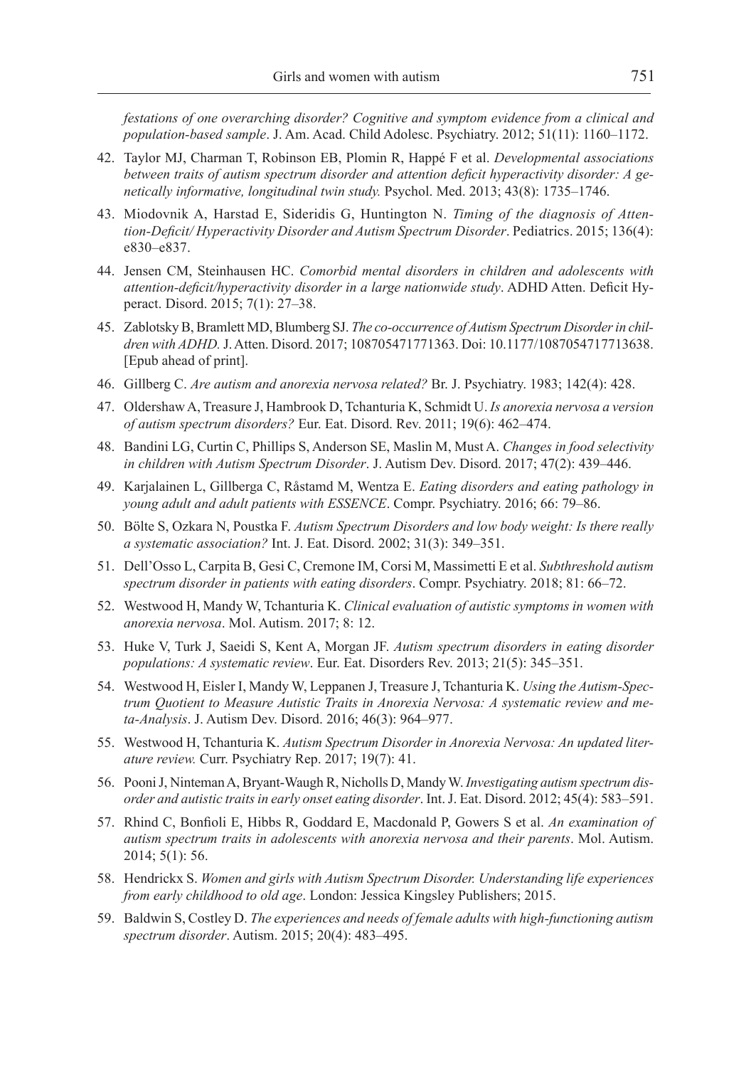*festations of one overarching disorder? Cognitive and symptom evidence from a clinical and population-based sample*. J. Am. Acad. Child Adolesc. Psychiatry. 2012; 51(11): 1160–1172.

42. Taylor MJ, Charman T, Robinson EB, Plomin R, Happé F et al. *Developmental associations between traits of autism spectrum disorder and attention deficit hyperactivity disorder: A genetically informative, longitudinal twin study.* Psychol. Med. 2013; 43(8): 1735–1746.
43. Miodovnik A, Harstad E, Sideridis G, Huntington N. *Timing of the diagnosis of Attention-Deficit/ Hyperactivity Disorder and Autism Spectrum Disorder*. Pediatrics. 2015; 136(4): e830–e837.
44. Jensen CM, Steinhausen HC. *Comorbid mental disorders in children and adolescents with attention-deficit/hyperactivity disorder in a large nationwide study*. ADHD Atten. Deficit Hyperact. Disord. 2015; 7(1): 27–38.
45. Zablotsky B, Bramlett MD, Blumberg SJ. *The co-occurrence of Autism Spectrum Disorder in children with ADHD.* J. Atten. Disord. 2017; 108705471771363. Doi: 10.1177/1087054717713638. [Epub ahead of print].
46. Gillberg C. *Are autism and anorexia nervosa related?* Br. J. Psychiatry. 1983; 142(4): 428.
47. Oldershaw A, Treasure J, Hambrook D, Tchanturia K, Schmidt U. *Is anorexia nervosa a version of autism spectrum disorders?* Eur. Eat. Disord. Rev. 2011; 19(6): 462–474.
48. Bandini LG, Curtin C, Phillips S, Anderson SE, Maslin M, Must A. *Changes in food selectivity in children with Autism Spectrum Disorder*. J. Autism Dev. Disord. 2017; 47(2): 439–446.
49. Karjalainen L, Gillberga C, Råstamd M, Wentza E. *Eating disorders and eating pathology in young adult and adult patients with ESSENCE*. Compr. Psychiatry. 2016; 66: 79–86.
50. Bölte S, Ozkara N, Poustka F. *Autism Spectrum Disorders and low body weight: Is there really a systematic association?* Int. J. Eat. Disord. 2002; 31(3): 349–351.
51. Dell'Osso L, Carpita B, Gesi C, Cremone IM, Corsi M, Massimetti E et al. *Subthreshold autism spectrum disorder in patients with eating disorders*. Compr. Psychiatry. 2018; 81: 66–72.
52. Westwood H, Mandy W, Tchanturia K. *Clinical evaluation of autistic symptoms in women with anorexia nervosa*. Mol. Autism. 2017; 8: 12.
53. Huke V, Turk J, Saeidi S, Kent A, Morgan JF. *Autism spectrum disorders in eating disorder populations: A systematic review*. Eur. Eat. Disorders Rev. 2013; 21(5): 345–351.
54. Westwood H, Eisler I, Mandy W, Leppanen J, Treasure J, Tchanturia K. *Using the Autism-Spectrum Quotient to Measure Autistic Traits in Anorexia Nervosa: A systematic review and meta-Analysis*. J. Autism Dev. Disord. 2016; 46(3): 964–977.
55. Westwood H, Tchanturia K. *Autism Spectrum Disorder in Anorexia Nervosa: An updated literature review.* Curr. Psychiatry Rep. 2017; 19(7): 41.
56. Pooni J, Ninteman A, Bryant-Waugh R, Nicholls D, Mandy W. *Investigating autism spectrum disorder and autistic traits in early onset eating disorder*. Int. J. Eat. Disord. 2012; 45(4): 583–591.
57. Rhind C, Bonfioli E, Hibbs R, Goddard E, Macdonald P, Gowers S et al. *An examination of autism spectrum traits in adolescents with anorexia nervosa and their parents*. Mol. Autism. 2014; 5(1): 56.
58. Hendrickx S. *Women and girls with Autism Spectrum Disorder. Understanding life experiences from early childhood to old age*. London: Jessica Kingsley Publishers; 2015.
59. Baldwin S, Costley D. *The experiences and needs of female adults with high-functioning autism spectrum disorder*. Autism. 2015; 20(4): 483–495.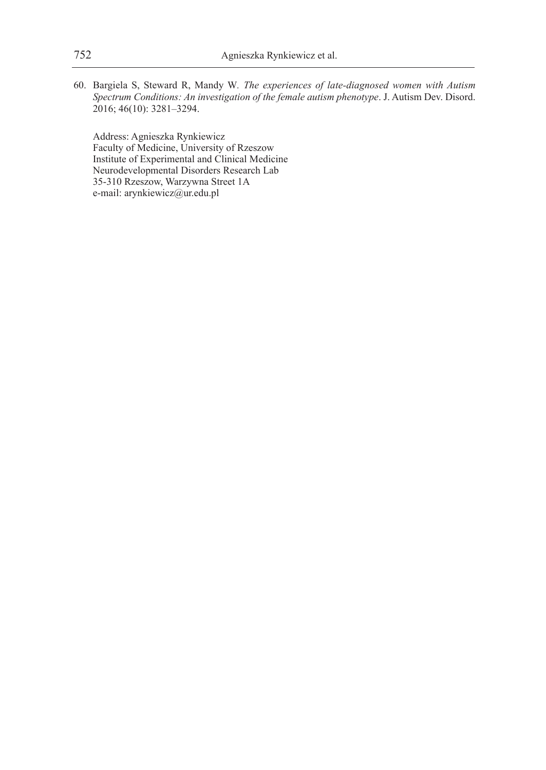60. Bargiela S, Steward R, Mandy W. *The experiences of late-diagnosed women with Autism Spectrum Conditions: An investigation of the female autism phenotype*. J. Autism Dev. Disord. 2016; 46(10): 3281–3294.

Address: Agnieszka Rynkiewicz
Faculty of Medicine, University of Rzeszow
Institute of Experimental and Clinical Medicine
Neurodevelopmental Disorders Research Lab
35-310 Rzeszow, Warzywna Street 1A
e-mail: arynkiewicz@ur.edu.pl